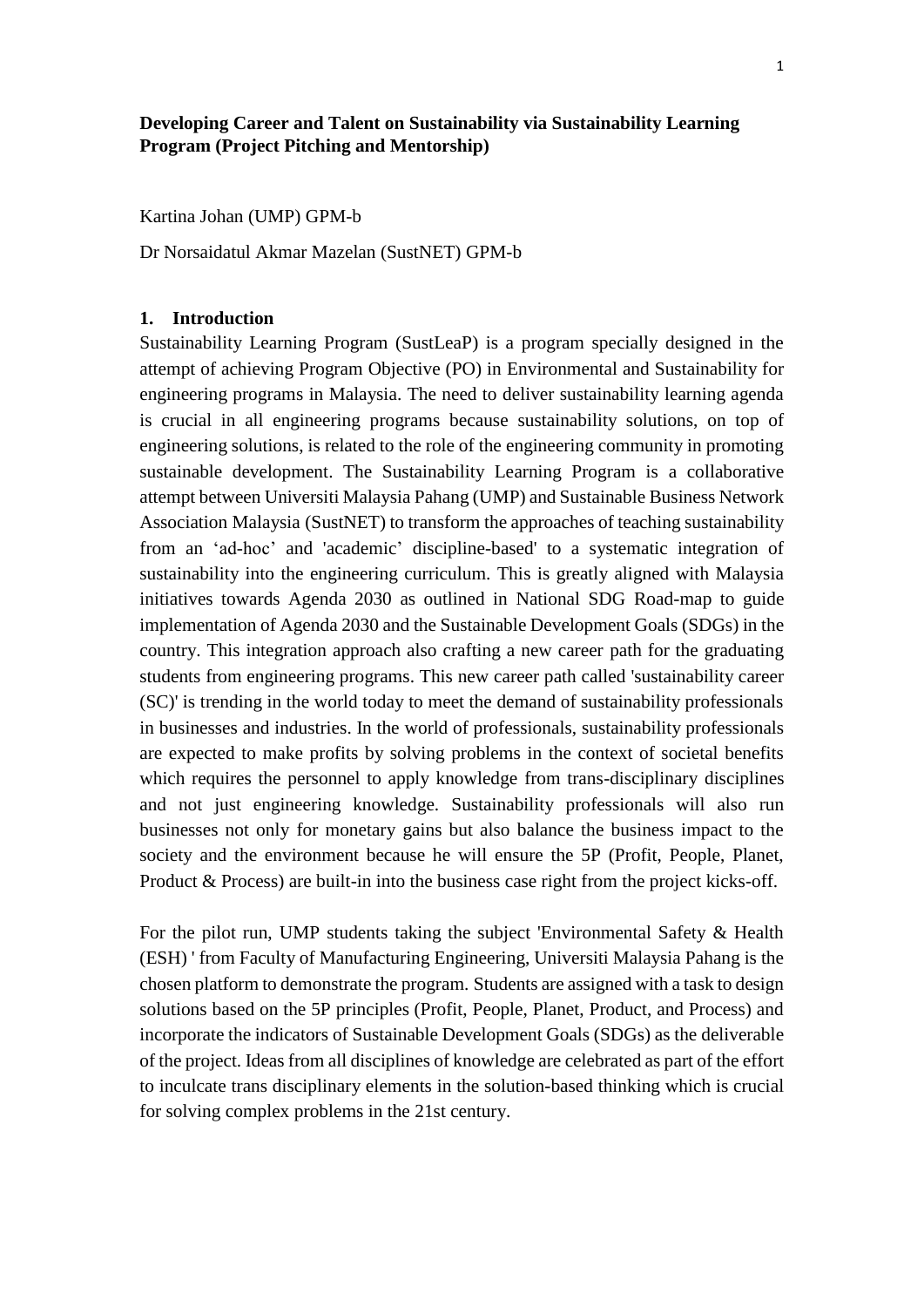**Developing Career and Talent on Sustainability via Sustainability Learning Program (Project Pitching and Mentorship)**

Kartina Johan (UMP) GPM-b

Dr Norsaidatul Akmar Mazelan (SustNET) GPM-b

## 1. Introduction

Sustainability Learning Program (SustLeaP) is a program specially designed in the attempt of achieving Program Objective (PO) in Environmental and Sustainability for engineering programs in Malaysia. The need to deliver sustainability learning agenda is crucial in all engineering programs because sustainability solutions, on top of engineering solutions, is related to the role of the engineering community in promoting sustainable development. The Sustainability Learning Program is a collaborative attempt between Universiti Malaysia Pahang (UMP) and Sustainable Business Network Association Malaysia (SustNET) to transform the approaches of teaching sustainability from an 'ad-hoc' and 'academic' discipline-based' to a systematic integration of sustainability into the engineering curriculum. This is greatly aligned with Malaysia initiatives towards Agenda 2030 as outlined in National SDG Road-map to guide implementation of Agenda 2030 and the Sustainable Development Goals (SDGs) in the country. This integration approach also crafting a new career path for the graduating students from engineering programs. This new career path called 'sustainability career (SC)' is trending in the world today to meet the demand of sustainability professionals in businesses and industries. In the world of professionals, sustainability professionals are expected to make profits by solving problems in the context of societal benefits which requires the personnel to apply knowledge from trans-disciplinary disciplines and not just engineering knowledge. Sustainability professionals will also run businesses not only for monetary gains but also balance the business impact to the society and the environment because he will ensure the 5P (Profit, People, Planet, Product & Process) are built-in into the business case right from the project kicks-off.

For the pilot run, UMP students taking the subject 'Environmental Safety & Health (ESH) ' from Faculty of Manufacturing Engineering, Universiti Malaysia Pahang is the chosen platform to demonstrate the program. Students are assigned with a task to design solutions based on the 5P principles (Profit, People, Planet, Product, and Process) and incorporate the indicators of Sustainable Development Goals (SDGs) as the deliverable of the project. Ideas from all disciplines of knowledge are celebrated as part of the effort to inculcate trans disciplinary elements in the solution-based thinking which is crucial for solving complex problems in the 21st century.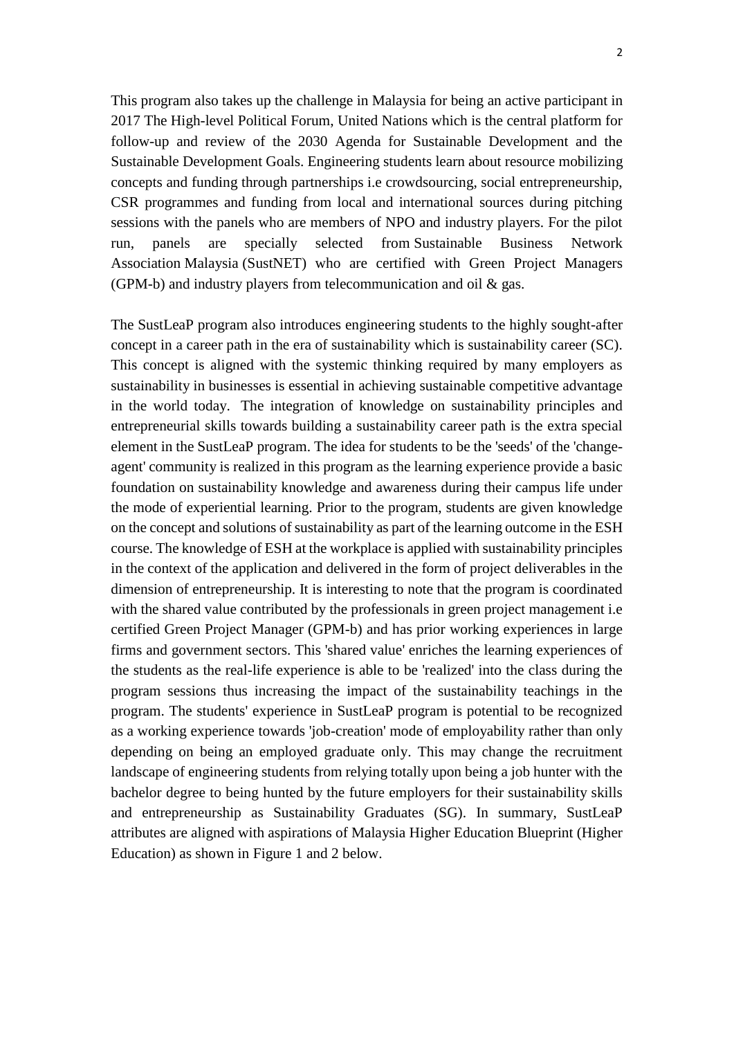This program also takes up the challenge in Malaysia for being an active participant in 2017 The High-level Political Forum, United Nations which is the central platform for follow-up and review of the 2030 Agenda for Sustainable Development and the Sustainable Development Goals. Engineering students learn about resource mobilizing concepts and funding through partnerships i.e crowdsourcing, social entrepreneurship, CSR programmes and funding from local and international sources during pitching sessions with the panels who are members of NPO and industry players. For the pilot run, panels are specially selected from Sustainable Business Network Association Malaysia (SustNET) who are certified with Green Project Managers (GPM-b) and industry players from telecommunication and oil & gas.

The SustLeaP program also introduces engineering students to the highly sought-after concept in a career path in the era of sustainability which is sustainability career (SC). This concept is aligned with the systemic thinking required by many employers as sustainability in businesses is essential in achieving sustainable competitive advantage in the world today. The integration of knowledge on sustainability principles and entrepreneurial skills towards building a sustainability career path is the extra special element in the SustLeaP program. The idea for students to be the 'seeds' of the 'change-agent' community is realized in this program as the learning experience provide a basic foundation on sustainability knowledge and awareness during their campus life under the mode of experiential learning. Prior to the program, students are given knowledge on the concept and solutions of sustainability as part of the learning outcome in the ESH course. The knowledge of ESH at the workplace is applied with sustainability principles in the context of the application and delivered in the form of project deliverables in the dimension of entrepreneurship. It is interesting to note that the program is coordinated with the shared value contributed by the professionals in green project management i.e certified Green Project Manager (GPM-b) and has prior working experiences in large firms and government sectors. This 'shared value' enriches the learning experiences of the students as the real-life experience is able to be 'realized' into the class during the program sessions thus increasing the impact of the sustainability teachings in the program. The students' experience in SustLeaP program is potential to be recognized as a working experience towards 'job-creation' mode of employability rather than only depending on being an employed graduate only. This may change the recruitment landscape of engineering students from relying totally upon being a job hunter with the bachelor degree to being hunted by the future employers for their sustainability skills and entrepreneurship as Sustainability Graduates (SG). In summary, SustLeaP attributes are aligned with aspirations of Malaysia Higher Education Blueprint (Higher Education) as shown in Figure 1 and 2 below.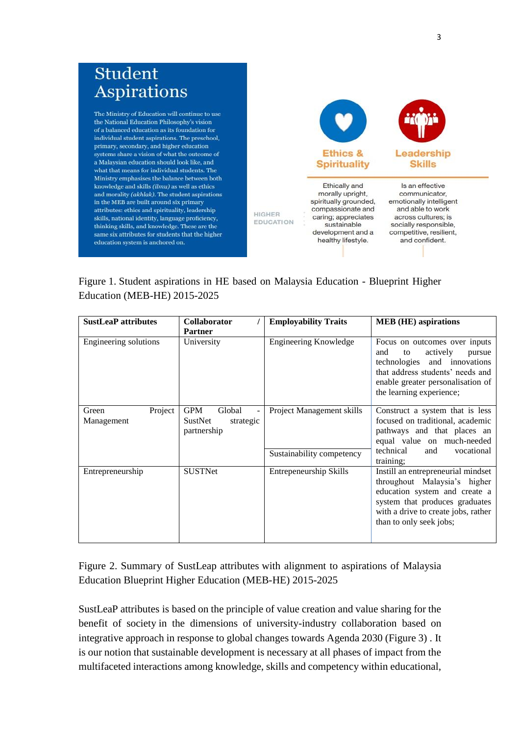# Student Aspirations

The Ministry of Education will continue to use the National Education Philosophy's vision of a balanced education as its foundation for individual student aspirations. The preschool, primary, secondary, and higher education systems share a vision of what the outcome of a Malaysian education should look like, and what that means for individual students. The Ministry emphasises the balance between both knowledge and skills *(ilmu)* as well as ethics and morality *(akhlak)*. The student aspirations in the MEB are built around six primary attributes: ethics and spirituality, leadership skills, national identity, language proficiency, thinking skills, and knowledge. These are the same six attributes for students that the higher education system is anchored on.

HIGHER EDUCATION

**Ethics & Spirituality**

Ethically and morally upright, spiritually grounded, compassionate and caring; appreciates sustainable development and a healthy lifestyle.

**Leadership Skills**

Is an effective communicator, emotionally intelligent and able to work across cultures; is socially responsible, competitive, resilient, and confident.

Figure 1. Student aspirations in HE based on Malaysia Education - Blueprint Higher Education (MEB-HE) 2015-2025

| SustLeaP attributes | Collaborator / Partner | Employability Traits | MEB (HE) aspirations |
|---|---|---|---|
| Engineering solutions | University | Engineering Knowledge | Focus on outcomes over inputs and to actively pursue technologies and innovations that address students' needs and enable greater personalisation of the learning experience; |
| Green Project Management | GPM Global - SustNet strategic partnership | Project Management skills | Construct a system that is less focused on traditional, academic pathways and that places an equal value on much-needed technical and vocational training; |
| | | Sustainability competency | |
| Entrepreneurship | SUSTNet | Entrepeneurship Skills | Instill an entrepreneurial mindset throughout Malaysia's higher education system and create a system that produces graduates with a drive to create jobs, rather than to only seek jobs; |

Figure 2. Summary of SustLeap attributes with alignment to aspirations of Malaysia Education Blueprint Higher Education (MEB-HE) 2015-2025

SustLeaP attributes is based on the principle of value creation and value sharing for the benefit of society in the dimensions of university-industry collaboration based on integrative approach in response to global changes towards Agenda 2030 (Figure 3) . It is our notion that sustainable development is necessary at all phases of impact from the multifaceted interactions among knowledge, skills and competency within educational,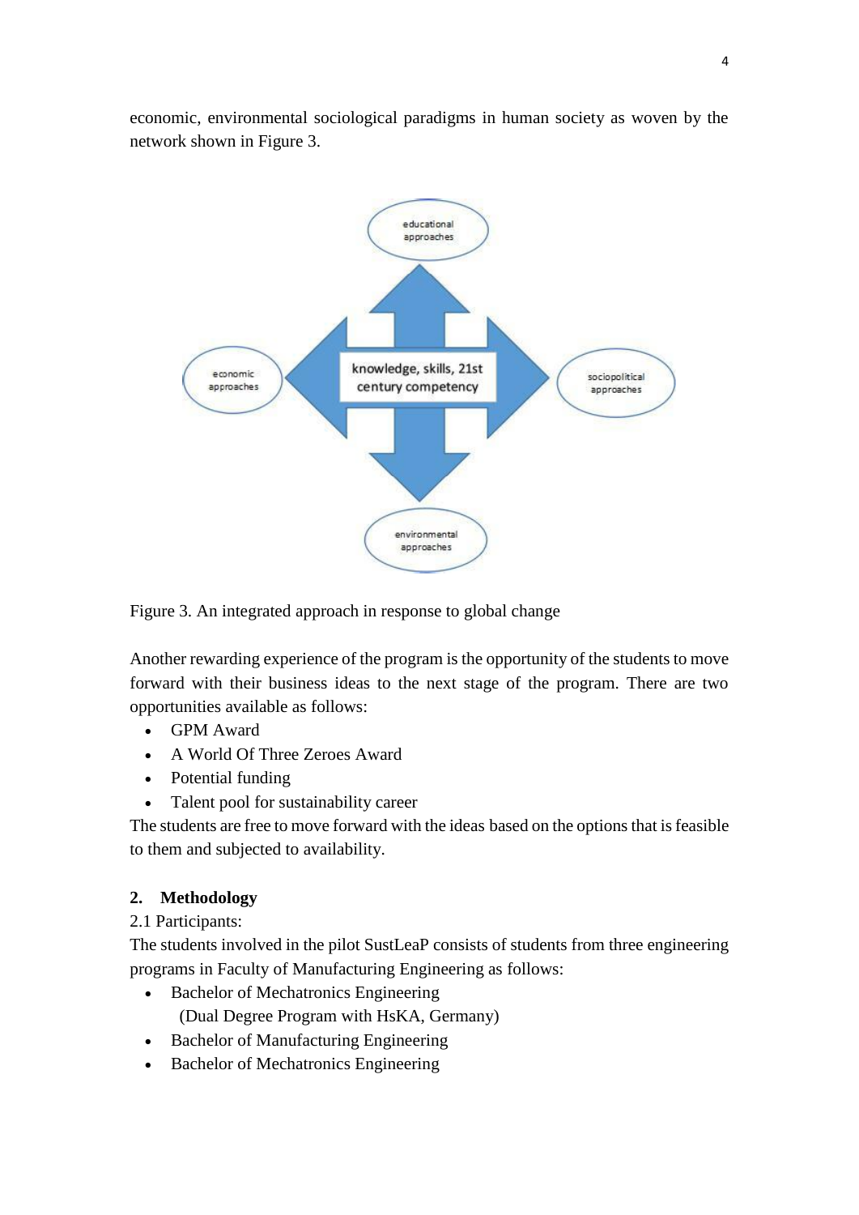economic, environmental sociological paradigms in human society as woven by the network shown in Figure 3.

Figure 3. An integrated approach in response to global change

Another rewarding experience of the program is the opportunity of the students to move forward with their business ideas to the next stage of the program. There are two opportunities available as follows:

- GPM Award
- A World Of Three Zeroes Award
- Potential funding
- Talent pool for sustainability career

The students are free to move forward with the ideas based on the options that is feasible to them and subjected to availability.

## 2. Methodology

2.1 Participants:

The students involved in the pilot SustLeaP consists of students from three engineering programs in Faculty of Manufacturing Engineering as follows:

- Bachelor of Mechatronics Engineering
  (Dual Degree Program with HsKA, Germany)
- Bachelor of Manufacturing Engineering
- Bachelor of Mechatronics Engineering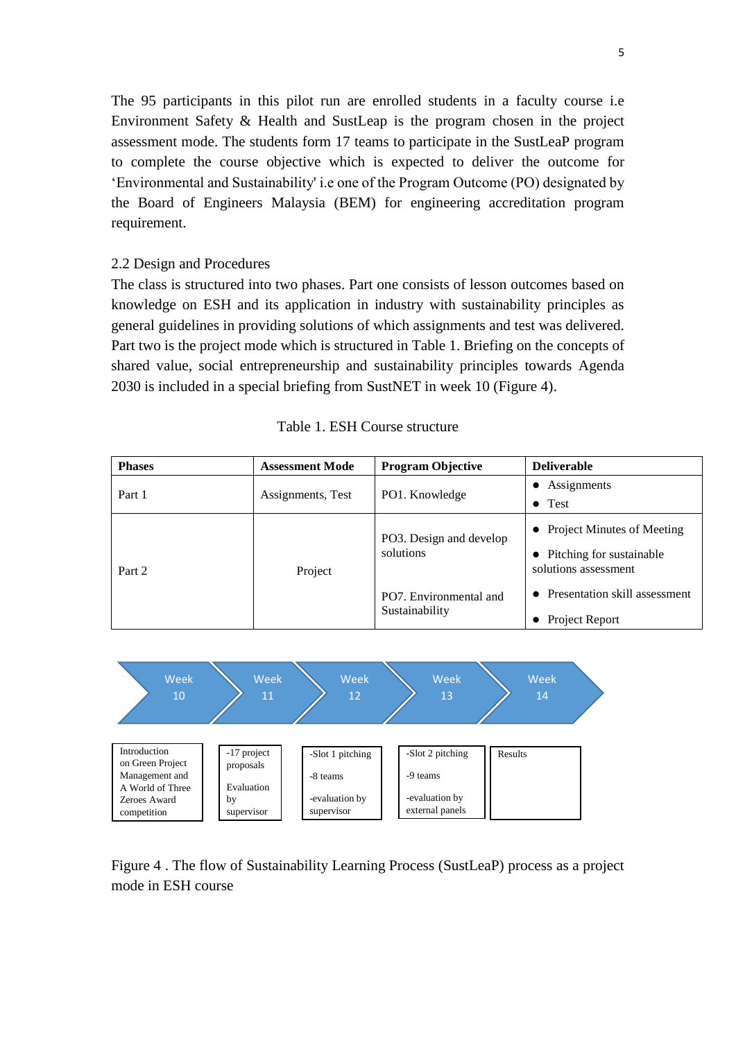The 95 participants in this pilot run are enrolled students in a faculty course i.e Environment Safety & Health and SustLeap is the program chosen in the project assessment mode. The students form 17 teams to participate in the SustLeaP program to complete the course objective which is expected to deliver the outcome for 'Environmental and Sustainability' i.e one of the Program Outcome (PO) designated by the Board of Engineers Malaysia (BEM) for engineering accreditation program requirement.

## 2.2 Design and Procedures

The class is structured into two phases. Part one consists of lesson outcomes based on knowledge on ESH and its application in industry with sustainability principles as general guidelines in providing solutions of which assignments and test was delivered. Part two is the project mode which is structured in Table 1. Briefing on the concepts of shared value, social entrepreneurship and sustainability principles towards Agenda 2030 is included in a special briefing from SustNET in week 10 (Figure 4).

Table 1. ESH Course structure

| **Phases** | **Assessment Mode** | **Program Objective** | **Deliverable** |
|---|---|---|---|
| Part 1 | Assignments, Test | PO1. Knowledge | • Assignments<br>• Test |
| Part 2 | Project | PO3. Design and develop solutions<br><br>PO7. Environmental and Sustainability | • Project Minutes of Meeting<br>• Pitching for sustainable solutions assessment<br>• Presentation skill assessment<br>• Project Report |

| Week 10 | Week 11 | Week 12 | Week 13 | Week 14 |
|---|---|---|---|---|
| Introduction on Green Project Management and A World of Three Zeroes Award competition | -17 project proposals<br><br>Evaluation by supervisor | -Slot 1 pitching<br><br>-8 teams<br><br>-evaluation by supervisor | -Slot 2 pitching<br><br>-9 teams<br><br>-evaluation by external panels | Results |

Figure 4 . The flow of Sustainability Learning Process (SustLeaP) process as a project mode in ESH course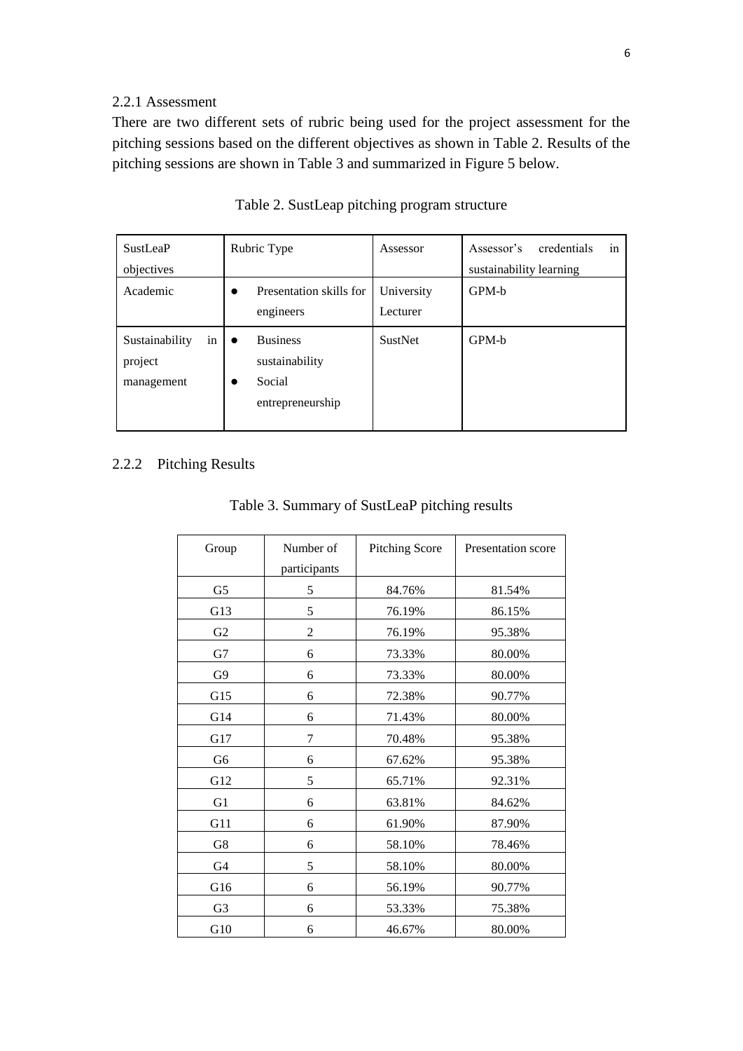### 2.2.1 Assessment

There are two different sets of rubric being used for the project assessment for the pitching sessions based on the different objectives as shown in Table 2. Results of the pitching sessions are shown in Table 3 and summarized in Figure 5 below.

Table 2. SustLeap pitching program structure

| SustLeaP objectives | Rubric Type | Assessor | Assessor's credentials in sustainability learning |
|---|---|---|---|
| Academic | • Presentation skills for engineers | University Lecturer | GPM-b |
| Sustainability in project management | • Business sustainability<br>• Social entrepreneurship | SustNet | GPM-b |

### 2.2.2 Pitching Results

Table 3. Summary of SustLeaP pitching results

| Group | Number of participants | Pitching Score | Presentation score |
|---|---|---|---|
| G5 | 5 | 84.76% | 81.54% |
| G13 | 5 | 76.19% | 86.15% |
| G2 | 2 | 76.19% | 95.38% |
| G7 | 6 | 73.33% | 80.00% |
| G9 | 6 | 73.33% | 80.00% |
| G15 | 6 | 72.38% | 90.77% |
| G14 | 6 | 71.43% | 80.00% |
| G17 | 7 | 70.48% | 95.38% |
| G6 | 6 | 67.62% | 95.38% |
| G12 | 5 | 65.71% | 92.31% |
| G1 | 6 | 63.81% | 84.62% |
| G11 | 6 | 61.90% | 87.90% |
| G8 | 6 | 58.10% | 78.46% |
| G4 | 5 | 58.10% | 80.00% |
| G16 | 6 | 56.19% | 90.77% |
| G3 | 6 | 53.33% | 75.38% |
| G10 | 6 | 46.67% | 80.00% |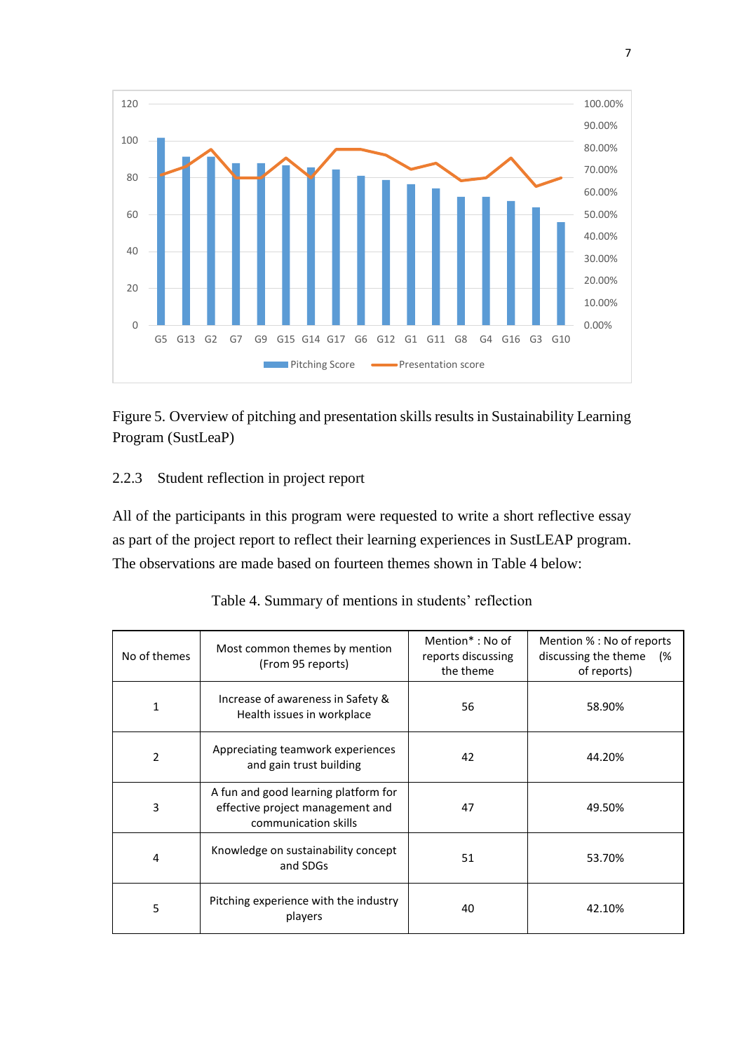Figure 5. Overview of pitching and presentation skills results in Sustainability Learning Program (SustLeaP)

### 2.2.3 Student reflection in project report

All of the participants in this program were requested to write a short reflective essay as part of the project report to reflect their learning experiences in SustLEAP program. The observations are made based on fourteen themes shown in Table 4 below:

Table 4. Summary of mentions in students' reflection

| No of themes | Most common themes by mention (From 95 reports) | Mention* : No of reports discussing the theme | Mention % : No of reports discussing the theme (% of reports) |
|---|---|---|---|
| 1 | Increase of awareness in Safety & Health issues in workplace | 56 | 58.90% |
| 2 | Appreciating teamwork experiences and gain trust building | 42 | 44.20% |
| 3 | A fun and good learning platform for effective project management and communication skills | 47 | 49.50% |
| 4 | Knowledge on sustainability concept and SDGs | 51 | 53.70% |
| 5 | Pitching experience with the industry players | 40 | 42.10% |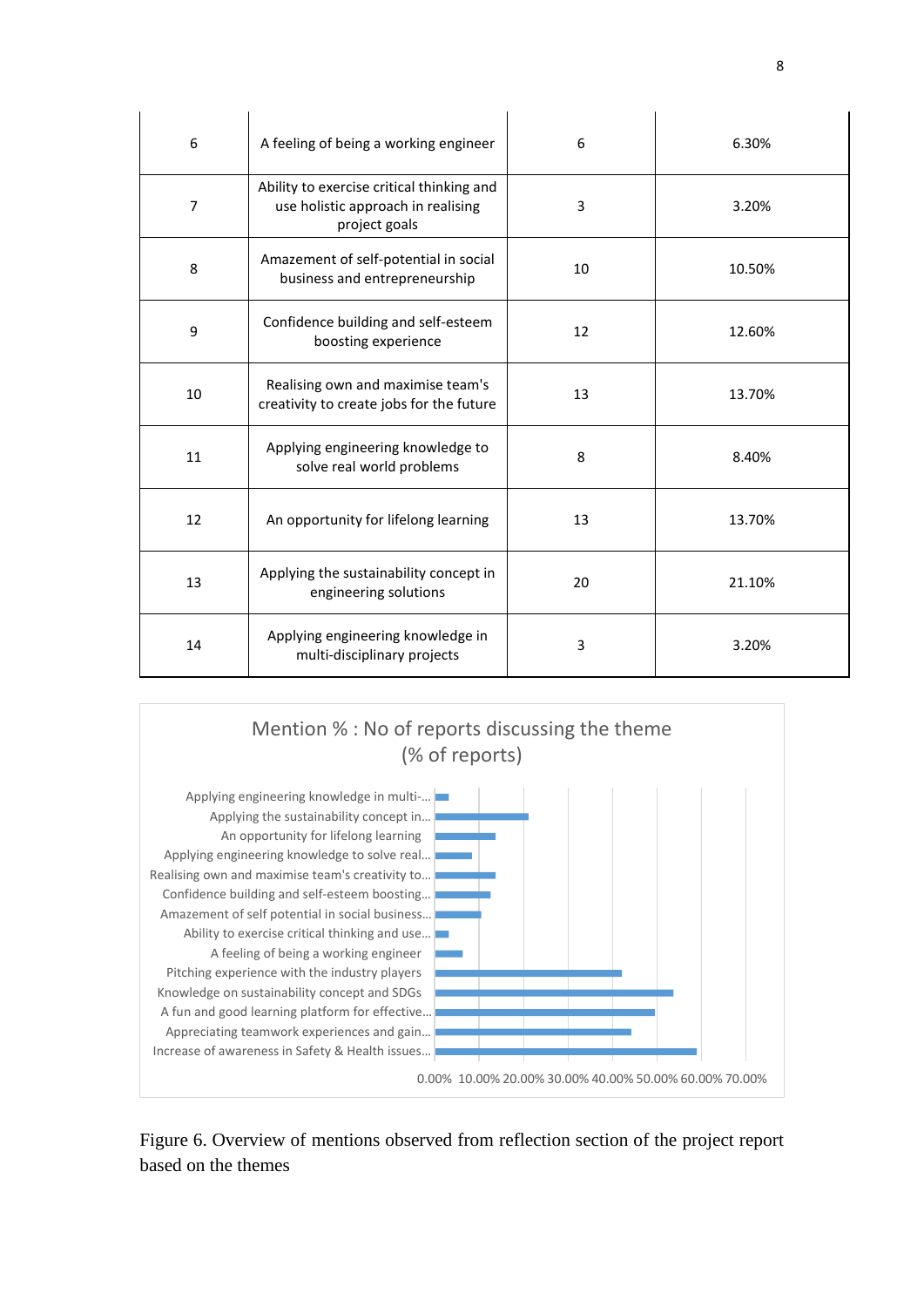| 6 | A feeling of being a working engineer | 6 | 6.30% |
|---|---|---|---|
| 7 | Ability to exercise critical thinking and use holistic approach in realising project goals | 3 | 3.20% |
| 8 | Amazement of self-potential in social business and entrepreneurship | 10 | 10.50% |
| 9 | Confidence building and self-esteem boosting experience | 12 | 12.60% |
| 10 | Realising own and maximise team's creativity to create jobs for the future | 13 | 13.70% |
| 11 | Applying engineering knowledge to solve real world problems | 8 | 8.40% |
| 12 | An opportunity for lifelong learning | 13 | 13.70% |
| 13 | Applying the sustainability concept in engineering solutions | 20 | 21.10% |
| 14 | Applying engineering knowledge in multi-disciplinary projects | 3 | 3.20% |

Mention % : No of reports discussing the theme (% of reports)

| Theme | Mention % |
|---|---|
| Applying engineering knowledge in multi-... | |
| Applying the sustainability concept in... | |
| An opportunity for lifelong learning | |
| Applying engineering knowledge to solve real... | |
| Realising own and maximise team's creativity to... | |
| Confidence building and self-esteem boosting... | |
| Amazement of self potential in social business... | |
| Ability to exercise critical thinking and use... | |
| A feeling of being a working engineer | |
| Pitching experience with the industry players | |
| Knowledge on sustainability concept and SDGs | |
| A fun and good learning platform for effective... | |
| Appreciating teamwork experiences and gain... | |
| Increase of awareness in Safety & Health issues... | |

0.00% 10.00% 20.00% 30.00% 40.00% 50.00% 60.00% 70.00%

Figure 6. Overview of mentions observed from reflection section of the project report based on the themes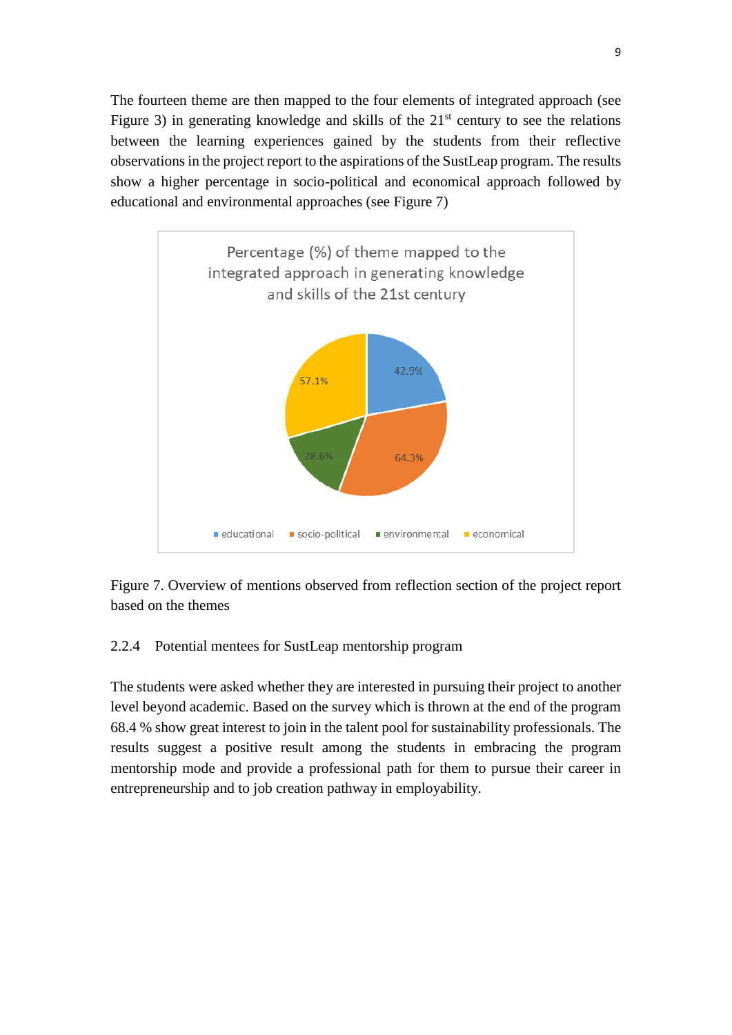The fourteen theme are then mapped to the four elements of integrated approach (see Figure 3) in generating knowledge and skills of the 21st century to see the relations between the learning experiences gained by the students from their reflective observations in the project report to the aspirations of the SustLeap program. The results show a higher percentage in socio-political and economical approach followed by educational and environmental approaches (see Figure 7)

Percentage (%) of theme mapped to the integrated approach in generating knowledge and skills of the 21st century

| Approach | Percentage (%) |
| --- | --- |
| educational | 42.9% |
| socio-political | 64.3% |
| environmental | 28.6% |
| economical | 57.1% |

Figure 7. Overview of mentions observed from reflection section of the project report based on the themes

### 2.2.4 Potential mentees for SustLeap mentorship program

The students were asked whether they are interested in pursuing their project to another level beyond academic. Based on the survey which is thrown at the end of the program 68.4 % show great interest to join in the talent pool for sustainability professionals. The results suggest a positive result among the students in embracing the program mentorship mode and provide a professional path for them to pursue their career in entrepreneurship and to job creation pathway in employability.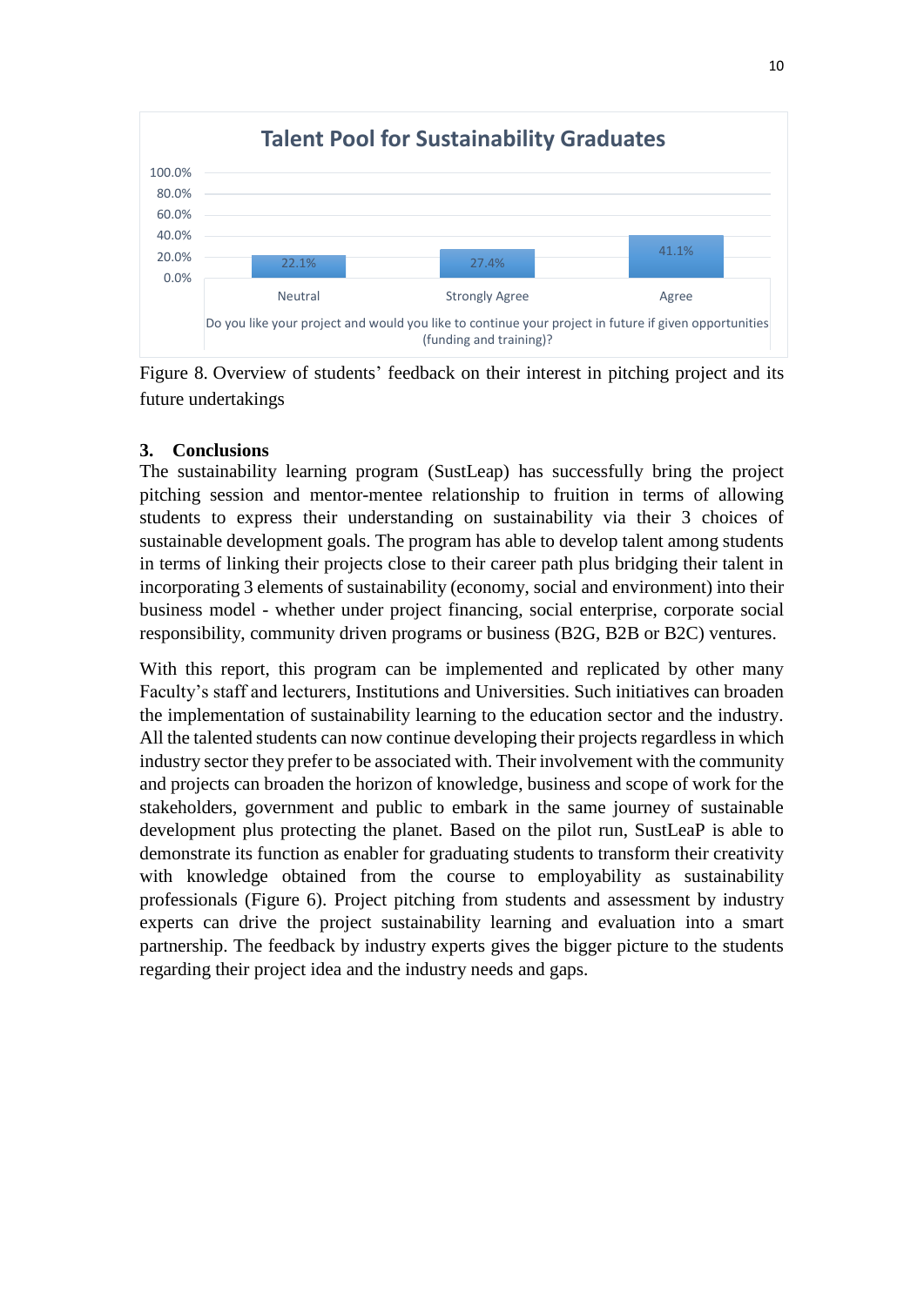**Talent Pool for Sustainability Graduates**

| Do you like your project and would you like to continue your project in future if given opportunities (funding and training)? | |
|---|---|
| Neutral | 22.1% |
| Strongly Agree | 27.4% |
| Agree | 41.1% |

Figure 8. Overview of students' feedback on their interest in pitching project and its future undertakings

## 3. Conclusions

The sustainability learning program (SustLeap) has successfully bring the project pitching session and mentor-mentee relationship to fruition in terms of allowing students to express their understanding on sustainability via their 3 choices of sustainable development goals. The program has able to develop talent among students in terms of linking their projects close to their career path plus bridging their talent in incorporating 3 elements of sustainability (economy, social and environment) into their business model - whether under project financing, social enterprise, corporate social responsibility, community driven programs or business (B2G, B2B or B2C) ventures.

With this report, this program can be implemented and replicated by other many Faculty's staff and lecturers, Institutions and Universities. Such initiatives can broaden the implementation of sustainability learning to the education sector and the industry. All the talented students can now continue developing their projects regardless in which industry sector they prefer to be associated with. Their involvement with the community and projects can broaden the horizon of knowledge, business and scope of work for the stakeholders, government and public to embark in the same journey of sustainable development plus protecting the planet. Based on the pilot run, SustLeaP is able to demonstrate its function as enabler for graduating students to transform their creativity with knowledge obtained from the course to employability as sustainability professionals (Figure 6). Project pitching from students and assessment by industry experts can drive the project sustainability learning and evaluation into a smart partnership. The feedback by industry experts gives the bigger picture to the students regarding their project idea and the industry needs and gaps.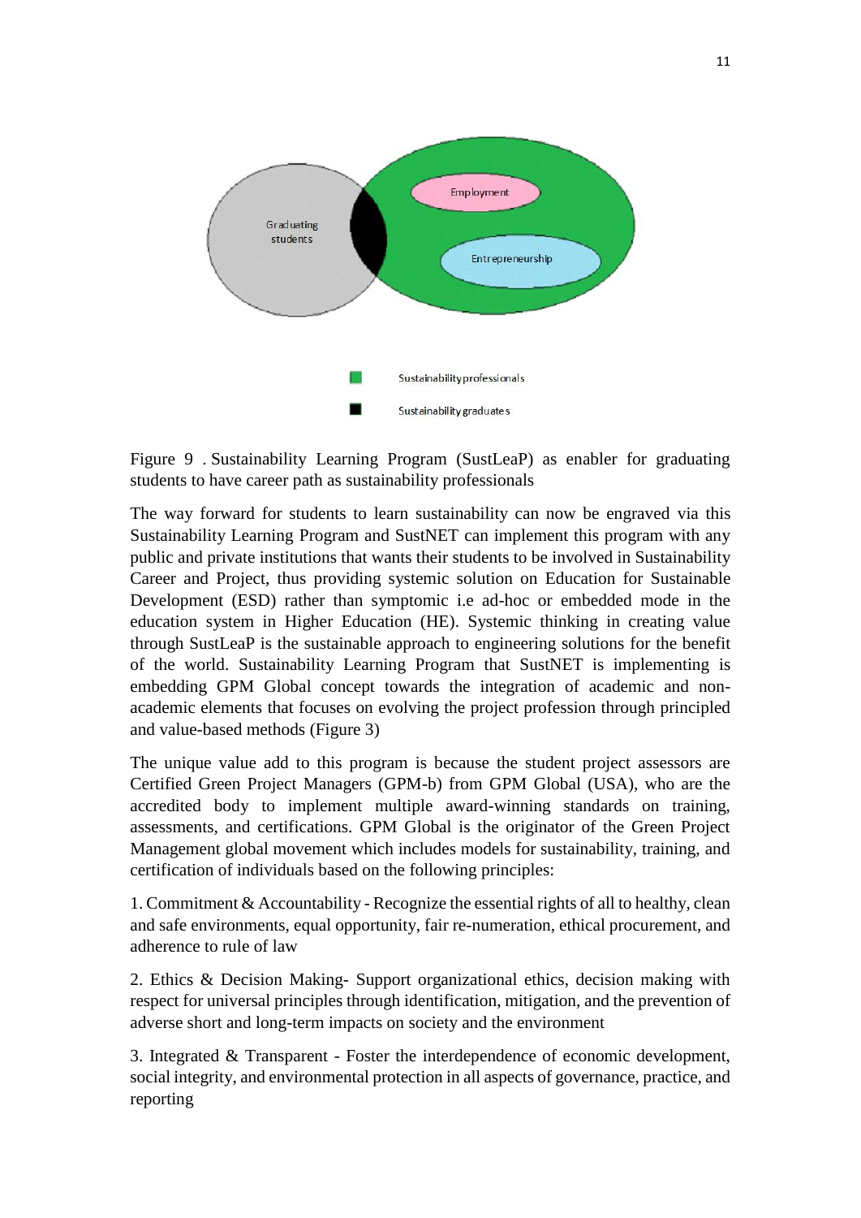Figure 9 . Sustainability Learning Program (SustLeaP) as enabler for graduating students to have career path as sustainability professionals

The way forward for students to learn sustainability can now be engraved via this Sustainability Learning Program and SustNET can implement this program with any public and private institutions that wants their students to be involved in Sustainability Career and Project, thus providing systemic solution on Education for Sustainable Development (ESD) rather than symptomic i.e ad-hoc or embedded mode in the education system in Higher Education (HE). Systemic thinking in creating value through SustLeaP is the sustainable approach to engineering solutions for the benefit of the world. Sustainability Learning Program that SustNET is implementing is embedding GPM Global concept towards the integration of academic and non-academic elements that focuses on evolving the project profession through principled and value-based methods (Figure 3)

The unique value add to this program is because the student project assessors are Certified Green Project Managers (GPM-b) from GPM Global (USA), who are the accredited body to implement multiple award-winning standards on training, assessments, and certifications. GPM Global is the originator of the Green Project Management global movement which includes models for sustainability, training, and certification of individuals based on the following principles:

1. Commitment & Accountability - Recognize the essential rights of all to healthy, clean and safe environments, equal opportunity, fair re-numeration, ethical procurement, and adherence to rule of law

2. Ethics & Decision Making- Support organizational ethics, decision making with respect for universal principles through identification, mitigation, and the prevention of adverse short and long-term impacts on society and the environment

3. Integrated & Transparent - Foster the interdependence of economic development, social integrity, and environmental protection in all aspects of governance, practice, and reporting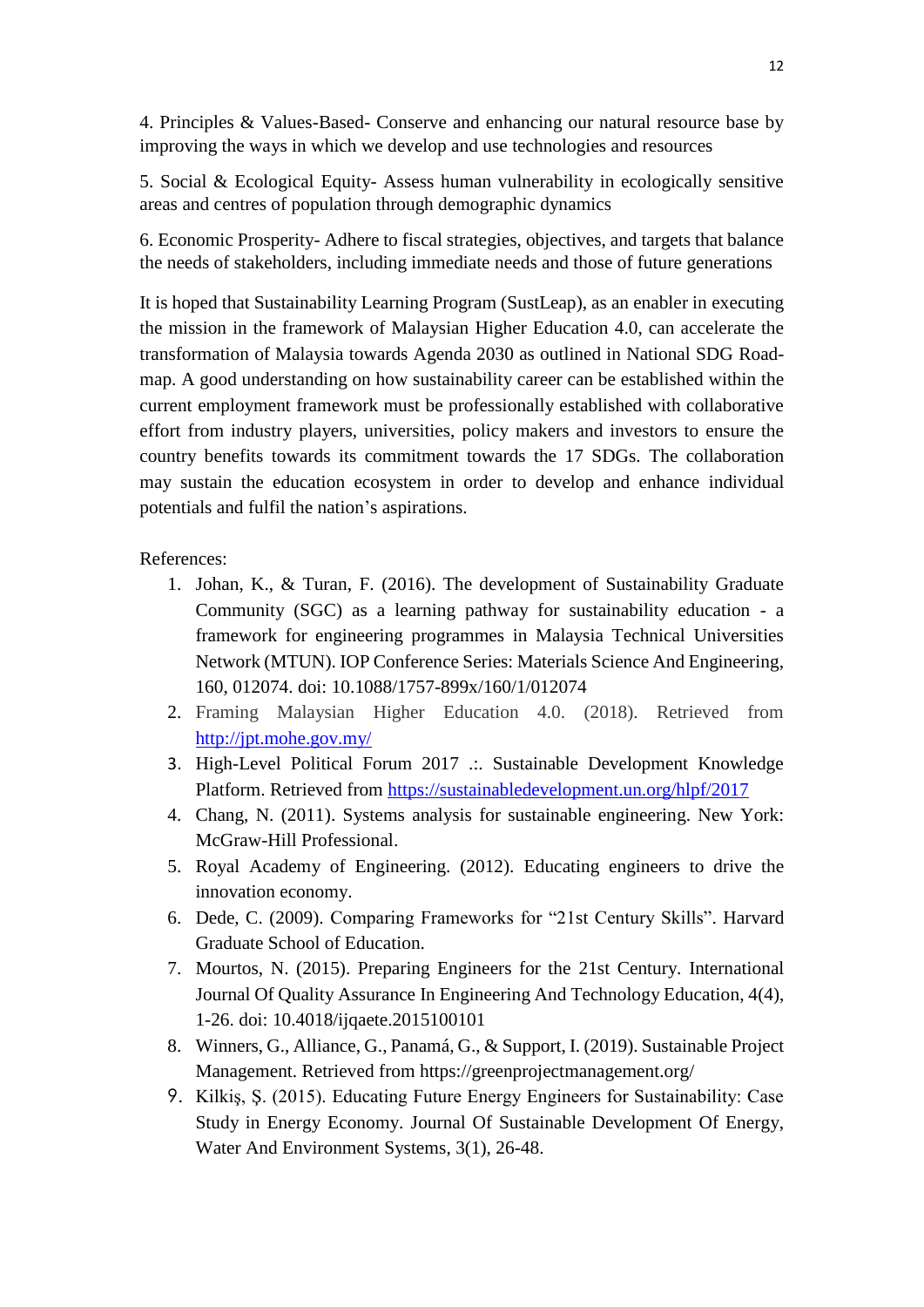4. Principles & Values-Based- Conserve and enhancing our natural resource base by improving the ways in which we develop and use technologies and resources

5. Social & Ecological Equity- Assess human vulnerability in ecologically sensitive areas and centres of population through demographic dynamics

6. Economic Prosperity- Adhere to fiscal strategies, objectives, and targets that balance the needs of stakeholders, including immediate needs and those of future generations

It is hoped that Sustainability Learning Program (SustLeap), as an enabler in executing the mission in the framework of Malaysian Higher Education 4.0, can accelerate the transformation of Malaysia towards Agenda 2030 as outlined in National SDG Road-map. A good understanding on how sustainability career can be established within the current employment framework must be professionally established with collaborative effort from industry players, universities, policy makers and investors to ensure the country benefits towards its commitment towards the 17 SDGs. The collaboration may sustain the education ecosystem in order to develop and enhance individual potentials and fulfil the nation's aspirations.

References:

1. Johan, K., & Turan, F. (2016). The development of Sustainability Graduate Community (SGC) as a learning pathway for sustainability education - a framework for engineering programmes in Malaysia Technical Universities Network (MTUN). IOP Conference Series: Materials Science And Engineering, 160, 012074. doi: 10.1088/1757-899x/160/1/012074
2. Framing Malaysian Higher Education 4.0. (2018). Retrieved from http://jpt.mohe.gov.my/
3. High-Level Political Forum 2017 .:. Sustainable Development Knowledge Platform. Retrieved from https://sustainabledevelopment.un.org/hlpf/2017
4. Chang, N. (2011). Systems analysis for sustainable engineering. New York: McGraw-Hill Professional.
5. Royal Academy of Engineering. (2012). Educating engineers to drive the innovation economy.
6. Dede, C. (2009). Comparing Frameworks for "21st Century Skills". Harvard Graduate School of Education.
7. Mourtos, N. (2015). Preparing Engineers for the 21st Century. International Journal Of Quality Assurance In Engineering And Technology Education, 4(4), 1-26. doi: 10.4018/ijqaete.2015100101
8. Winners, G., Alliance, G., Panamá, G., & Support, I. (2019). Sustainable Project Management. Retrieved from https://greenprojectmanagement.org/
9. Kilkiş, Ş. (2015). Educating Future Energy Engineers for Sustainability: Case Study in Energy Economy. Journal Of Sustainable Development Of Energy, Water And Environment Systems, 3(1), 26-48.